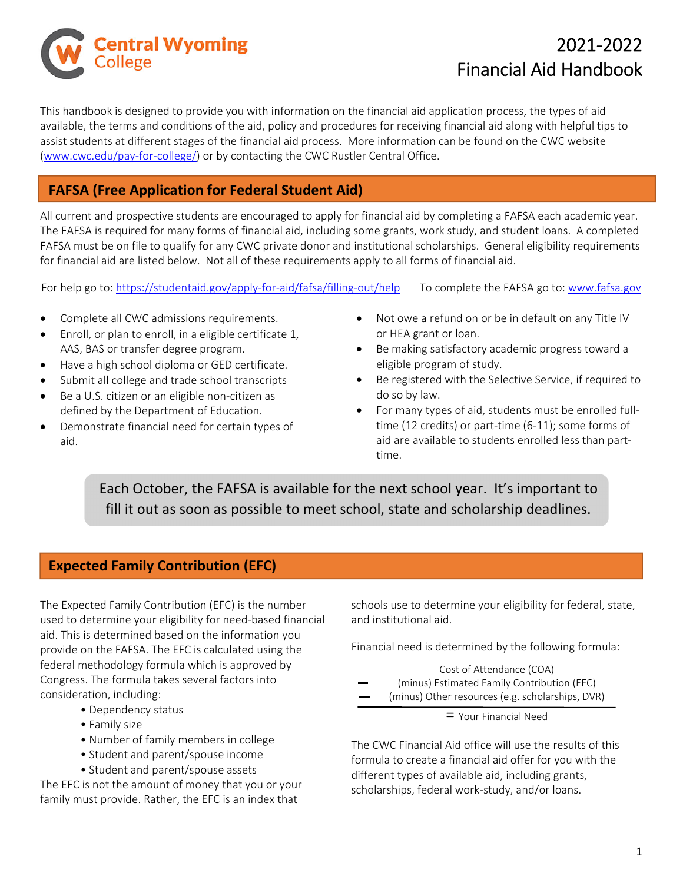# Central Wyoming College

# 2021-2022 Financial Aid Handbook

This handbook is designed to provide you with information on the financial aid application process, the types of aid available, the terms and conditions of the aid, policy and procedures for receiving financial aid along with helpful tips to assist students at different stages of the financial aid process. More information can be found on the CWC website (www.cwc.edu/pay-for-college/) or by contacting the CWC Rustler Central Office.

## FAFSA (Free Application for Federal Student Aid)

All current and prospective students are encouraged to apply for financial aid by completing a FAFSA each academic year. The FAFSA is required for many forms of financial aid, including some grants, work study, and student loans. A completed FAFSA must be on file to qualify for any CWC private donor and institutional scholarships. General eligibility requirements for financial aid are listed below. Not all of these requirements apply to all forms of financial aid.

For help go to: https://studentaid.gov/apply-for-aid/fafsa/filling-out/help    To complete the FAFSA go to: www.fafsa.gov

- Complete all CWC admissions requirements.
- Enroll, or plan to enroll, in a eligible certificate 1, AAS, BAS or transfer degree program.
- Have a high school diploma or GED certificate.
- Submit all college and trade school transcripts
- Be a U.S. citizen or an eligible non-citizen as defined by the Department of Education.
- Demonstrate financial need for certain types of aid.
- Not owe a refund on or be in default on any Title IV or HEA grant or loan.
- Be making satisfactory academic progress toward a eligible program of study.
- Be registered with the Selective Service, if required to do so by law.
- For many types of aid, students must be enrolled full-time (12 credits) or part-time (6-11); some forms of aid are available to students enrolled less than part-time.

Each October, the FAFSA is available for the next school year. It's important to fill it out as soon as possible to meet school, state and scholarship deadlines.

## Expected Family Contribution (EFC)

The Expected Family Contribution (EFC) is the number used to determine your eligibility for need-based financial aid. This is determined based on the information you provide on the FAFSA. The EFC is calculated using the federal methodology formula which is approved by Congress. The formula takes several factors into consideration, including:

- Dependency status
- Family size
- Number of family members in college
- Student and parent/spouse income
- Student and parent/spouse assets

The EFC is not the amount of money that you or your family must provide. Rather, the EFC is an index that schools use to determine your eligibility for federal, state, and institutional aid.

Financial need is determined by the following formula:

Cost of Attendance (COA)
− (minus) Estimated Family Contribution (EFC)
− (minus) Other resources (e.g. scholarships, DVR)
= Your Financial Need

The CWC Financial Aid office will use the results of this formula to create a financial aid offer for you with the different types of available aid, including grants, scholarships, federal work-study, and/or loans.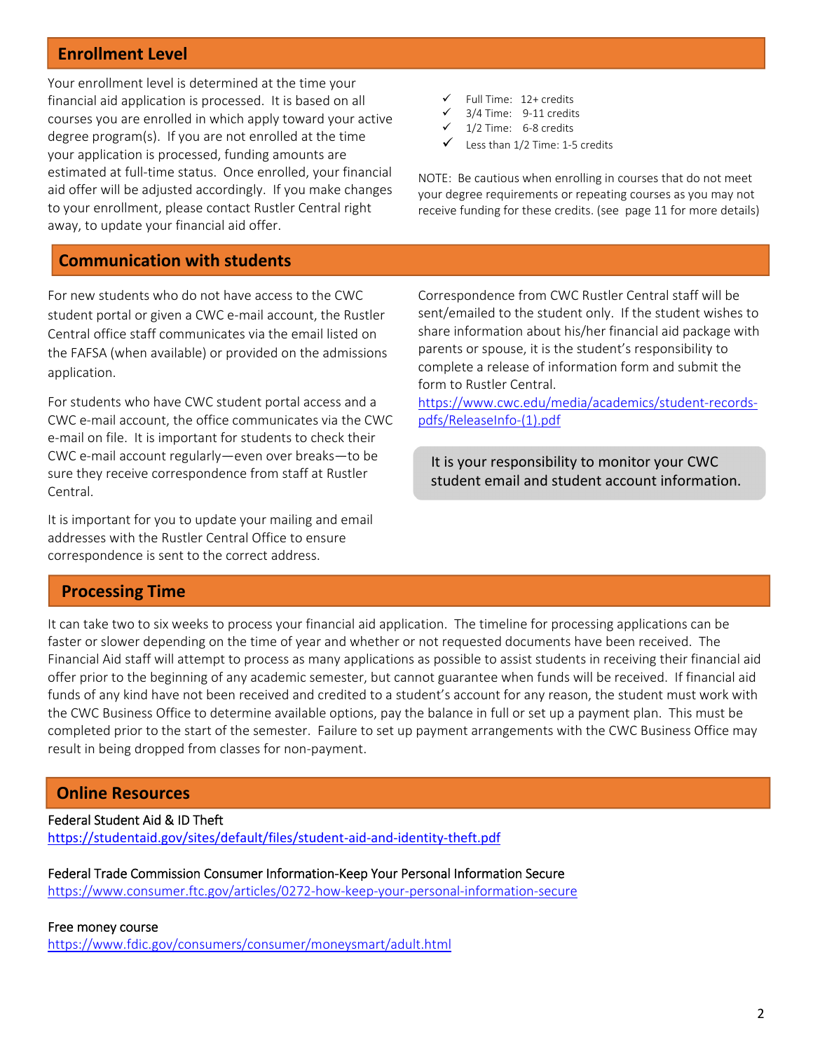## Enrollment Level

Your enrollment level is determined at the time your financial aid application is processed. It is based on all courses you are enrolled in which apply toward your active degree program(s). If you are not enrolled at the time your application is processed, funding amounts are estimated at full-time status. Once enrolled, your financial aid offer will be adjusted accordingly. If you make changes to your enrollment, please contact Rustler Central right away, to update your financial aid offer.

- ✓ Full Time: 12+ credits
- ✓ 3/4 Time: 9-11 credits
- ✓ 1/2 Time: 6-8 credits
- ✓ Less than 1/2 Time: 1-5 credits

NOTE: Be cautious when enrolling in courses that do not meet your degree requirements or repeating courses as you may not receive funding for these credits. (see page 11 for more details)

## Communication with students

For new students who do not have access to the CWC student portal or given a CWC e-mail account, the Rustler Central office staff communicates via the email listed on the FAFSA (when available) or provided on the admissions application.

For students who have CWC student portal access and a CWC e-mail account, the office communicates via the CWC e-mail on file. It is important for students to check their CWC e-mail account regularly—even over breaks—to be sure they receive correspondence from staff at Rustler Central.

It is important for you to update your mailing and email addresses with the Rustler Central Office to ensure correspondence is sent to the correct address.

Correspondence from CWC Rustler Central staff will be sent/emailed to the student only. If the student wishes to share information about his/her financial aid package with parents or spouse, it is the student's responsibility to complete a release of information form and submit the form to Rustler Central.
https://www.cwc.edu/media/academics/student-records-pdfs/ReleaseInfo-(1).pdf

It is your responsibility to monitor your CWC student email and student account information.

## Processing Time

It can take two to six weeks to process your financial aid application. The timeline for processing applications can be faster or slower depending on the time of year and whether or not requested documents have been received. The Financial Aid staff will attempt to process as many applications as possible to assist students in receiving their financial aid offer prior to the beginning of any academic semester, but cannot guarantee when funds will be received. If financial aid funds of any kind have not been received and credited to a student's account for any reason, the student must work with the CWC Business Office to determine available options, pay the balance in full or set up a payment plan. This must be completed prior to the start of the semester. Failure to set up payment arrangements with the CWC Business Office may result in being dropped from classes for non-payment.

## Online Resources

Federal Student Aid & ID Theft
https://studentaid.gov/sites/default/files/student-aid-and-identity-theft.pdf

Federal Trade Commission Consumer Information-Keep Your Personal Information Secure
https://www.consumer.ftc.gov/articles/0272-how-keep-your-personal-information-secure

Free money course
https://www.fdic.gov/consumers/consumer/moneysmart/adult.html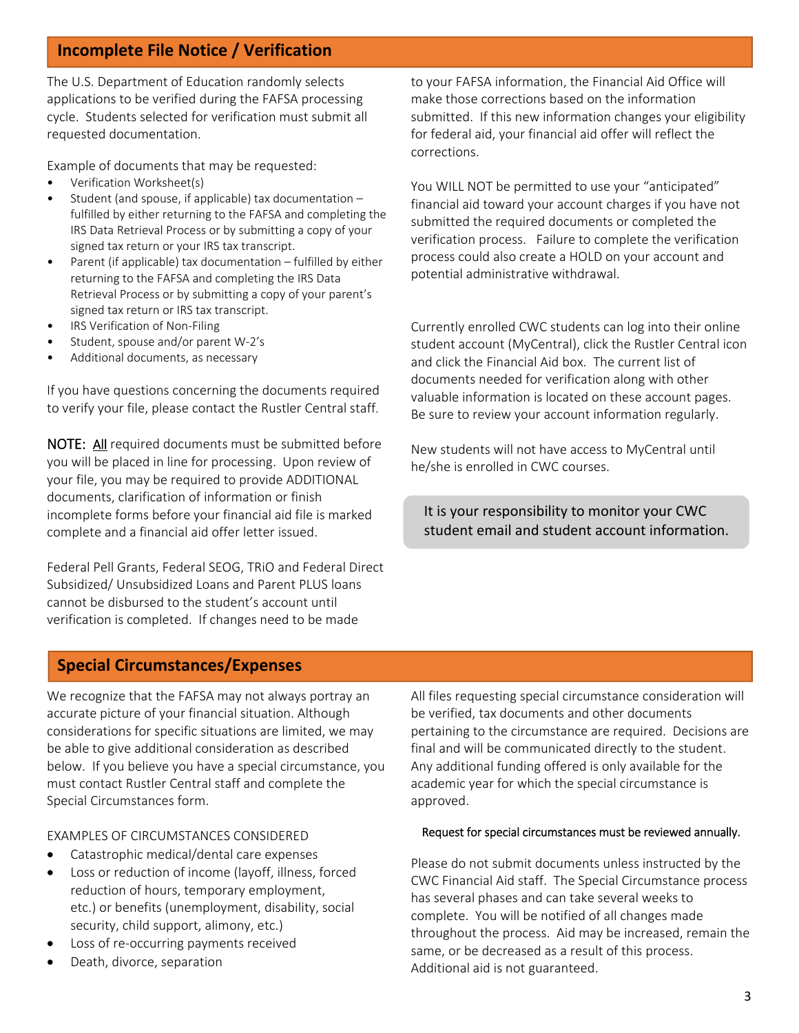## Incomplete File Notice / Verification

The U.S. Department of Education randomly selects applications to be verified during the FAFSA processing cycle. Students selected for verification must submit all requested documentation.

Example of documents that may be requested:

- Verification Worksheet(s)
- Student (and spouse, if applicable) tax documentation – fulfilled by either returning to the FAFSA and completing the IRS Data Retrieval Process or by submitting a copy of your signed tax return or your IRS tax transcript.
- Parent (if applicable) tax documentation – fulfilled by either returning to the FAFSA and completing the IRS Data Retrieval Process or by submitting a copy of your parent's signed tax return or IRS tax transcript.
- IRS Verification of Non-Filing
- Student, spouse and/or parent W-2's
- Additional documents, as necessary

If you have questions concerning the documents required to verify your file, please contact the Rustler Central staff.

NOTE: All required documents must be submitted before you will be placed in line for processing. Upon review of your file, you may be required to provide ADDITIONAL documents, clarification of information or finish incomplete forms before your financial aid file is marked complete and a financial aid offer letter issued.

Federal Pell Grants, Federal SEOG, TRiO and Federal Direct Subsidized/ Unsubsidized Loans and Parent PLUS loans cannot be disbursed to the student's account until verification is completed. If changes need to be made to your FAFSA information, the Financial Aid Office will make those corrections based on the information submitted. If this new information changes your eligibility for federal aid, your financial aid offer will reflect the corrections.

You WILL NOT be permitted to use your "anticipated" financial aid toward your account charges if you have not submitted the required documents or completed the verification process. Failure to complete the verification process could also create a HOLD on your account and potential administrative withdrawal.

Currently enrolled CWC students can log into their online student account (MyCentral), click the Rustler Central icon and click the Financial Aid box. The current list of documents needed for verification along with other valuable information is located on these account pages. Be sure to review your account information regularly.

New students will not have access to MyCentral until he/she is enrolled in CWC courses.

It is your responsibility to monitor your CWC student email and student account information.

## Special Circumstances/Expenses

We recognize that the FAFSA may not always portray an accurate picture of your financial situation. Although considerations for specific situations are limited, we may be able to give additional consideration as described below. If you believe you have a special circumstance, you must contact Rustler Central staff and complete the Special Circumstances form.

EXAMPLES OF CIRCUMSTANCES CONSIDERED

- Catastrophic medical/dental care expenses
- Loss or reduction of income (layoff, illness, forced reduction of hours, temporary employment, etc.) or benefits (unemployment, disability, social security, child support, alimony, etc.)
- Loss of re-occurring payments received
- Death, divorce, separation

All files requesting special circumstance consideration will be verified, tax documents and other documents pertaining to the circumstance are required. Decisions are final and will be communicated directly to the student. Any additional funding offered is only available for the academic year for which the special circumstance is approved.

Request for special circumstances must be reviewed annually.

Please do not submit documents unless instructed by the CWC Financial Aid staff. The Special Circumstance process has several phases and can take several weeks to complete. You will be notified of all changes made throughout the process. Aid may be increased, remain the same, or be decreased as a result of this process. Additional aid is not guaranteed.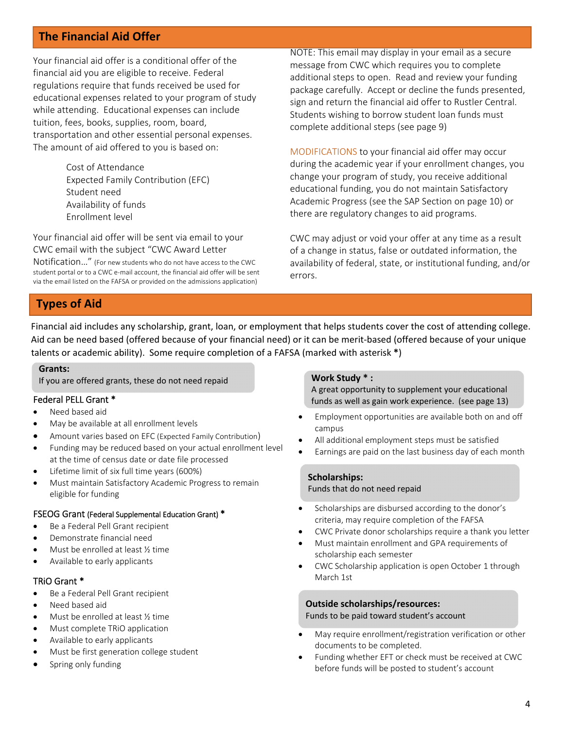## The Financial Aid Offer

Your financial aid offer is a conditional offer of the financial aid you are eligible to receive. Federal regulations require that funds received be used for educational expenses related to your program of study while attending. Educational expenses can include tuition, fees, books, supplies, room, board, transportation and other essential personal expenses. The amount of aid offered to you is based on:

Cost of Attendance
Expected Family Contribution (EFC)
Student need
Availability of funds
Enrollment level

Your financial aid offer will be sent via email to your CWC email with the subject "CWC Award Letter Notification…" (For new students who do not have access to the CWC student portal or to a CWC e-mail account, the financial aid offer will be sent via the email listed on the FAFSA or provided on the admissions application)

NOTE: This email may display in your email as a secure message from CWC which requires you to complete additional steps to open. Read and review your funding package carefully. Accept or decline the funds presented, sign and return the financial aid offer to Rustler Central. Students wishing to borrow student loan funds must complete additional steps (see page 9)

MODIFICATIONS to your financial aid offer may occur during the academic year if your enrollment changes, you change your program of study, you receive additional educational funding, you do not maintain Satisfactory Academic Progress (see the SAP Section on page 10) or there are regulatory changes to aid programs.

CWC may adjust or void your offer at any time as a result of a change in status, false or outdated information, the availability of federal, state, or institutional funding, and/or errors.

## Types of Aid

Financial aid includes any scholarship, grant, loan, or employment that helps students cover the cost of attending college. Aid can be need based (offered because of your financial need) or it can be merit-based (offered because of your unique talents or academic ability). Some require completion of a FAFSA (marked with asterisk *)

**Grants:**
If you are offered grants, these do not need repaid

### Federal PELL Grant *

- Need based aid
- May be available at all enrollment levels
- Amount varies based on EFC (Expected Family Contribution)
- Funding may be reduced based on your actual enrollment level at the time of census date or date file processed
- Lifetime limit of six full time years (600%)
- Must maintain Satisfactory Academic Progress to remain eligible for funding

### FSEOG Grant (Federal Supplemental Education Grant) *

- Be a Federal Pell Grant recipient
- Demonstrate financial need
- Must be enrolled at least ½ time
- Available to early applicants

### TRiO Grant *

- Be a Federal Pell Grant recipient
- Need based aid
- Must be enrolled at least ½ time
- Must complete TRiO application
- Available to early applicants
- Must be first generation college student
- Spring only funding

**Work Study * :**
A great opportunity to supplement your educational funds as well as gain work experience. (see page 13)

- Employment opportunities are available both on and off campus
- All additional employment steps must be satisfied
- Earnings are paid on the last business day of each month

**Scholarships:**
Funds that do not need repaid

- Scholarships are disbursed according to the donor's criteria, may require completion of the FAFSA
- CWC Private donor scholarships require a thank you letter
- Must maintain enrollment and GPA requirements of scholarship each semester
- CWC Scholarship application is open October 1 through March 1st

**Outside scholarships/resources:**
Funds to be paid toward student's account

- May require enrollment/registration verification or other documents to be completed.
- Funding whether EFT or check must be received at CWC before funds will be posted to student's account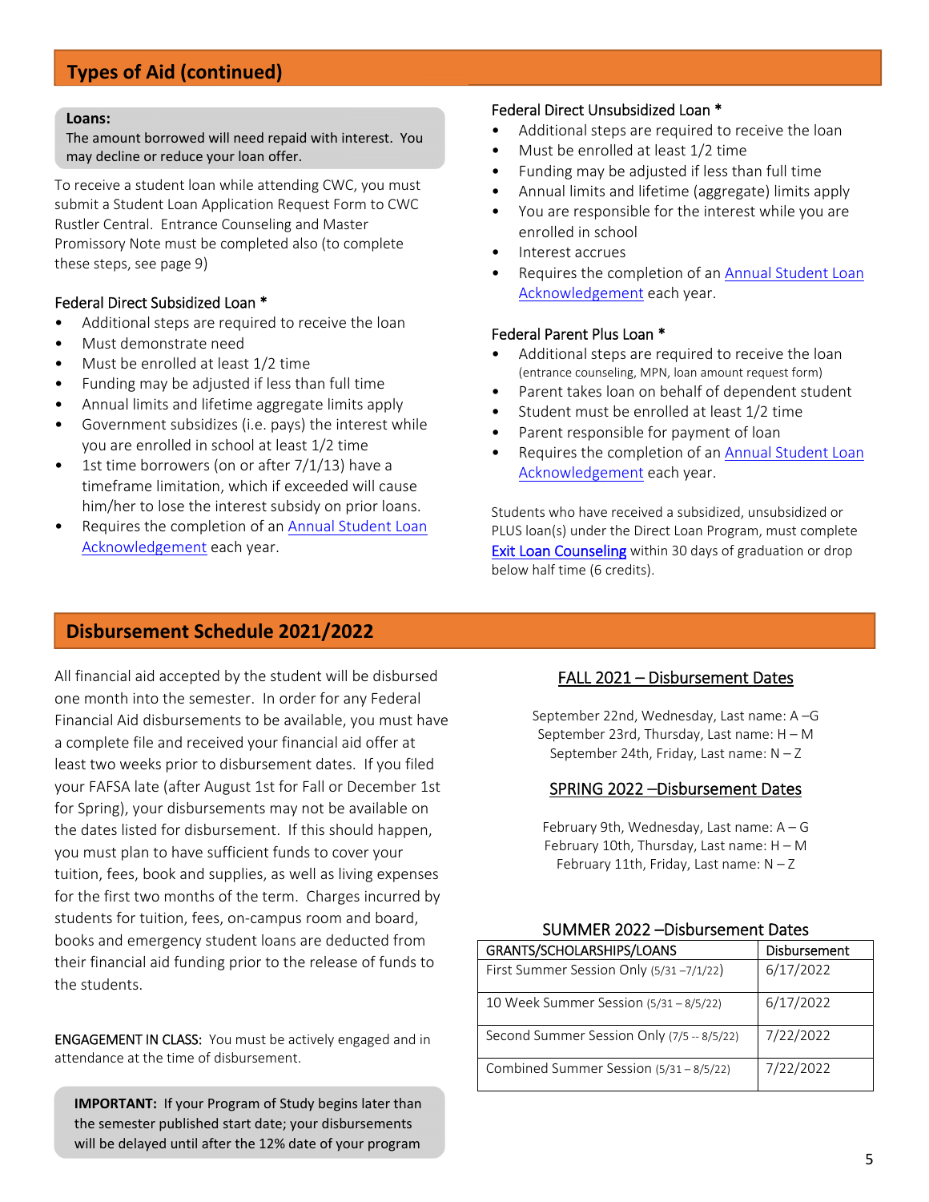## Types of Aid (continued)

**Loans:**
The amount borrowed will need repaid with interest. You may decline or reduce your loan offer.

To receive a student loan while attending CWC, you must submit a Student Loan Application Request Form to CWC Rustler Central. Entrance Counseling and Master Promissory Note must be completed also (to complete these steps, see page 9)

### Federal Direct Subsidized Loan *

- Additional steps are required to receive the loan
- Must demonstrate need
- Must be enrolled at least 1/2 time
- Funding may be adjusted if less than full time
- Annual limits and lifetime aggregate limits apply
- Government subsidizes (i.e. pays) the interest while you are enrolled in school at least 1/2 time
- 1st time borrowers (on or after 7/1/13) have a timeframe limitation, which if exceeded will cause him/her to lose the interest subsidy on prior loans.
- Requires the completion of an Annual Student Loan Acknowledgement each year.

### Federal Direct Unsubsidized Loan *

- Additional steps are required to receive the loan
- Must be enrolled at least 1/2 time
- Funding may be adjusted if less than full time
- Annual limits and lifetime (aggregate) limits apply
- You are responsible for the interest while you are enrolled in school
- Interest accrues
- Requires the completion of an Annual Student Loan Acknowledgement each year.

### Federal Parent Plus Loan *

- Additional steps are required to receive the loan (entrance counseling, MPN, loan amount request form)
- Parent takes loan on behalf of dependent student
- Student must be enrolled at least 1/2 time
- Parent responsible for payment of loan
- Requires the completion of an Annual Student Loan Acknowledgement each year.

Students who have received a subsidized, unsubsidized or PLUS loan(s) under the Direct Loan Program, must complete **Exit Loan Counseling** within 30 days of graduation or drop below half time (6 credits).

## Disbursement Schedule 2021/2022

All financial aid accepted by the student will be disbursed one month into the semester. In order for any Federal Financial Aid disbursements to be available, you must have a complete file and received your financial aid offer at least two weeks prior to disbursement dates. If you filed your FAFSA late (after August 1st for Fall or December 1st for Spring), your disbursements may not be available on the dates listed for disbursement. If this should happen, you must plan to have sufficient funds to cover your tuition, fees, book and supplies, as well as living expenses for the first two months of the term. Charges incurred by students for tuition, fees, on-campus room and board, books and emergency student loans are deducted from their financial aid funding prior to the release of funds to the students.

ENGAGEMENT IN CLASS: You must be actively engaged and in attendance at the time of disbursement.

**IMPORTANT:** If your Program of Study begins later than the semester published start date; your disbursements will be delayed until after the 12% date of your program

### FALL 2021 – Disbursement Dates

September 22nd, Wednesday, Last name: A –G
September 23rd, Thursday, Last name: H – M
September 24th, Friday, Last name: N – Z

### SPRING 2022 –Disbursement Dates

February 9th, Wednesday, Last name: A – G
February 10th, Thursday, Last name: H – M
February 11th, Friday, Last name: N – Z

### SUMMER 2022 –Disbursement Dates

| GRANTS/SCHOLARSHIPS/LOANS | Disbursement |
| --- | --- |
| First Summer Session Only (5/31 –7/1/22) | 6/17/2022 |
| 10 Week Summer Session (5/31 – 8/5/22) | 6/17/2022 |
| Second Summer Session Only (7/5 -- 8/5/22) | 7/22/2022 |
| Combined Summer Session (5/31 – 8/5/22) | 7/22/2022 |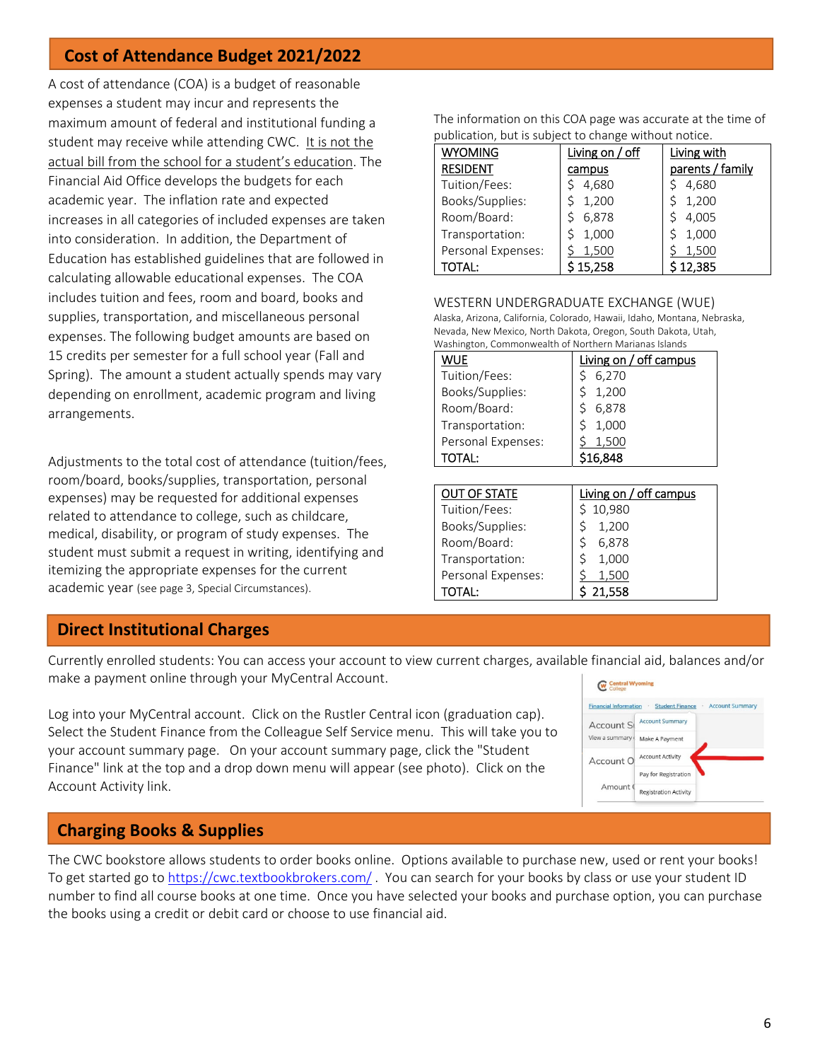## Cost of Attendance Budget 2021/2022

A cost of attendance (COA) is a budget of reasonable expenses a student may incur and represents the maximum amount of federal and institutional funding a student may receive while attending CWC. It is not the actual bill from the school for a student's education. The Financial Aid Office develops the budgets for each academic year. The inflation rate and expected increases in all categories of included expenses are taken into consideration. In addition, the Department of Education has established guidelines that are followed in calculating allowable educational expenses. The COA includes tuition and fees, room and board, books and supplies, transportation, and miscellaneous personal expenses. The following budget amounts are based on 15 credits per semester for a full school year (Fall and Spring). The amount a student actually spends may vary depending on enrollment, academic program and living arrangements.

Adjustments to the total cost of attendance (tuition/fees, room/board, books/supplies, transportation, personal expenses) may be requested for additional expenses related to attendance to college, such as childcare, medical, disability, or program of study expenses. The student must submit a request in writing, identifying and itemizing the appropriate expenses for the current academic year (see page 3, Special Circumstances).

The information on this COA page was accurate at the time of publication, but is subject to change without notice.

| WYOMING RESIDENT | Living on / off campus | Living with parents / family |
|---|---|---|
| Tuition/Fees: | $ 4,680 | $ 4,680 |
| Books/Supplies: | $ 1,200 | $ 1,200 |
| Room/Board: | $ 6,878 | $ 4,005 |
| Transportation: | $ 1,000 | $ 1,000 |
| Personal Expenses: | $ 1,500 | $ 1,500 |
| TOTAL: | $ 15,258 | $ 12,385 |

WESTERN UNDERGRADUATE EXCHANGE (WUE)

Alaska, Arizona, California, Colorado, Hawaii, Idaho, Montana, Nebraska, Nevada, New Mexico, North Dakota, Oregon, South Dakota, Utah, Washington, Commonwealth of Northern Marianas Islands

| WUE | Living on / off campus |
|---|---|
| Tuition/Fees: | $ 6,270 |
| Books/Supplies: | $ 1,200 |
| Room/Board: | $ 6,878 |
| Transportation: | $ 1,000 |
| Personal Expenses: | $ 1,500 |
| TOTAL: | $16,848 |

| OUT OF STATE | Living on / off campus |
|---|---|
| Tuition/Fees: | $ 10,980 |
| Books/Supplies: | $ 1,200 |
| Room/Board: | $ 6,878 |
| Transportation: | $ 1,000 |
| Personal Expenses: | $ 1,500 |
| TOTAL: | $ 21,558 |

## Direct Institutional Charges

Currently enrolled students: You can access your account to view current charges, available financial aid, balances and/or make a payment online through your MyCentral Account.

Log into your MyCentral account. Click on the Rustler Central icon (graduation cap). Select the Student Finance from the Colleague Self Service menu. This will take you to your account summary page. On your account summary page, click the "Student Finance" link at the top and a drop down menu will appear (see photo). Click on the Account Activity link.

## Charging Books & Supplies

The CWC bookstore allows students to order books online. Options available to purchase new, used or rent your books! To get started go to https://cwc.textbookbrokers.com/ . You can search for your books by class or use your student ID number to find all course books at one time. Once you have selected your books and purchase option, you can purchase the books using a credit or debit card or choose to use financial aid.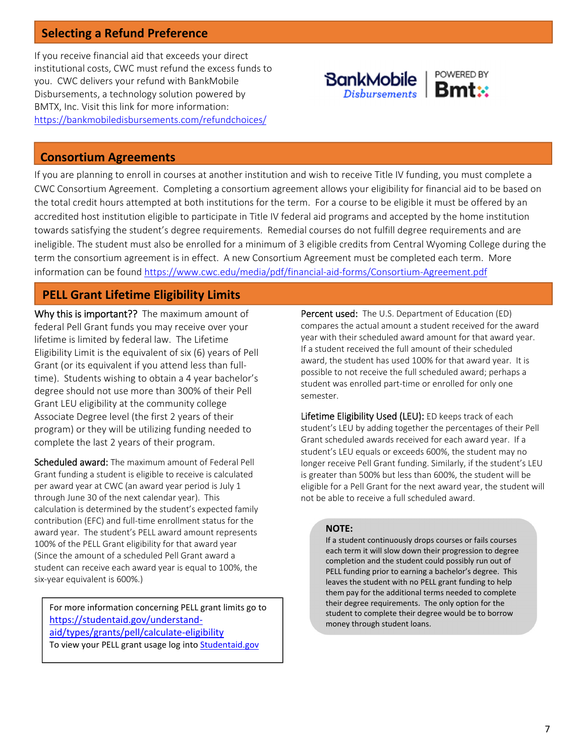## Selecting a Refund Preference

If you receive financial aid that exceeds your direct institutional costs, CWC must refund the excess funds to you. CWC delivers your refund with BankMobile Disbursements, a technology solution powered by BMTX, Inc. Visit this link for more information: https://bankmobiledisbursements.com/refundchoices/

## Consortium Agreements

If you are planning to enroll in courses at another institution and wish to receive Title IV funding, you must complete a CWC Consortium Agreement. Completing a consortium agreement allows your eligibility for financial aid to be based on the total credit hours attempted at both institutions for the term. For a course to be eligible it must be offered by an accredited host institution eligible to participate in Title IV federal aid programs and accepted by the home institution towards satisfying the student's degree requirements. Remedial courses do not fulfill degree requirements and are ineligible. The student must also be enrolled for a minimum of 3 eligible credits from Central Wyoming College during the term the consortium agreement is in effect. A new Consortium Agreement must be completed each term. More information can be found https://www.cwc.edu/media/pdf/financial-aid-forms/Consortium-Agreement.pdf

## PELL Grant Lifetime Eligibility Limits

Why this is important?? The maximum amount of federal Pell Grant funds you may receive over your lifetime is limited by federal law. The Lifetime Eligibility Limit is the equivalent of six (6) years of Pell Grant (or its equivalent if you attend less than full-time). Students wishing to obtain a 4 year bachelor's degree should not use more than 300% of their Pell Grant LEU eligibility at the community college Associate Degree level (the first 2 years of their program) or they will be utilizing funding needed to complete the last 2 years of their program.

Scheduled award: The maximum amount of Federal Pell Grant funding a student is eligible to receive is calculated per award year at CWC (an award year period is July 1 through June 30 of the next calendar year). This calculation is determined by the student's expected family contribution (EFC) and full-time enrollment status for the award year. The student's PELL award amount represents 100% of the PELL Grant eligibility for that award year (Since the amount of a scheduled Pell Grant award a student can receive each award year is equal to 100%, the six-year equivalent is 600%.)

For more information concerning PELL grant limits go to https://studentaid.gov/understand-aid/types/grants/pell/calculate-eligibility
To view your PELL grant usage log into Studentaid.gov

Percent used: The U.S. Department of Education (ED) compares the actual amount a student received for the award year with their scheduled award amount for that award year. If a student received the full amount of their scheduled award, the student has used 100% for that award year. It is possible to not receive the full scheduled award; perhaps a student was enrolled part-time or enrolled for only one semester.

Lifetime Eligibility Used (LEU): ED keeps track of each student's LEU by adding together the percentages of their Pell Grant scheduled awards received for each award year. If a student's LEU equals or exceeds 600%, the student may no longer receive Pell Grant funding. Similarly, if the student's LEU is greater than 500% but less than 600%, the student will be eligible for a Pell Grant for the next award year, the student will not be able to receive a full scheduled award.

**NOTE:**
If a student continuously drops courses or fails courses each term it will slow down their progression to degree completion and the student could possibly run out of PELL funding prior to earning a bachelor's degree. This leaves the student with no PELL grant funding to help them pay for the additional terms needed to complete their degree requirements. The only option for the student to complete their degree would be to borrow money through student loans.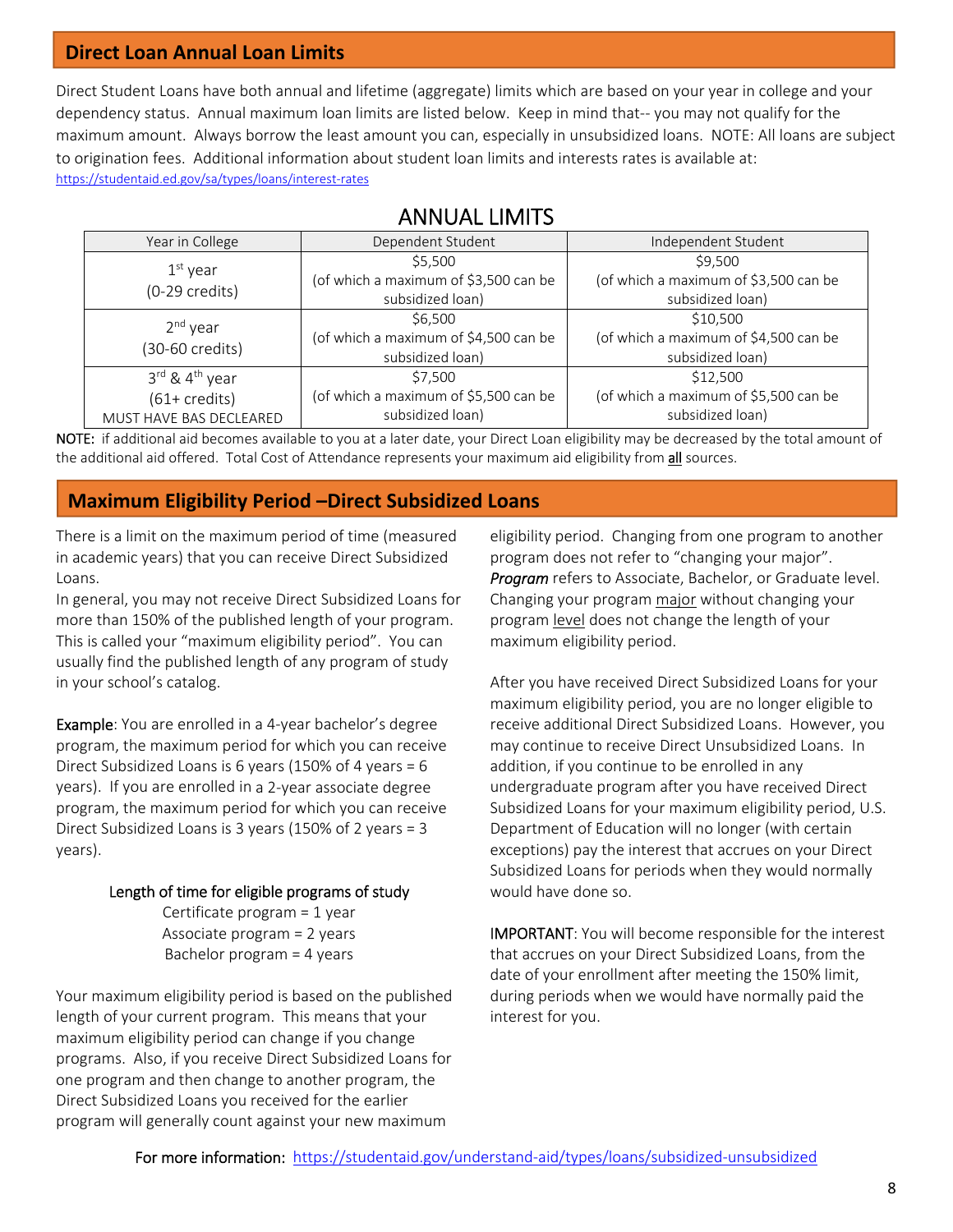## Direct Loan Annual Loan Limits

Direct Student Loans have both annual and lifetime (aggregate) limits which are based on your year in college and your dependency status. Annual maximum loan limits are listed below. Keep in mind that-- you may not qualify for the maximum amount. Always borrow the least amount you can, especially in unsubsidized loans. NOTE: All loans are subject to origination fees. Additional information about student loan limits and interests rates is available at: https://studentaid.ed.gov/sa/types/loans/interest-rates

### ANNUAL LIMITS

| Year in College | Dependent Student | Independent Student |
|---|---|---|
| 1st year (0-29 credits) | $5,500 (of which a maximum of $3,500 can be subsidized loan) | $9,500 (of which a maximum of $3,500 can be subsidized loan) |
| 2nd year (30-60 credits) | $6,500 (of which a maximum of $4,500 can be subsidized loan) | $10,500 (of which a maximum of $4,500 can be subsidized loan) |
| 3rd & 4th year (61+ credits) MUST HAVE BAS DECLEARED | $7,500 (of which a maximum of $5,500 can be subsidized loan) | $12,500 (of which a maximum of $5,500 can be subsidized loan) |

NOTE: if additional aid becomes available to you at a later date, your Direct Loan eligibility may be decreased by the total amount of the additional aid offered. Total Cost of Attendance represents your maximum aid eligibility from **all** sources.

## Maximum Eligibility Period –Direct Subsidized Loans

There is a limit on the maximum period of time (measured in academic years) that you can receive Direct Subsidized Loans.

In general, you may not receive Direct Subsidized Loans for more than 150% of the published length of your program. This is called your "maximum eligibility period". You can usually find the published length of any program of study in your school's catalog.

Example: You are enrolled in a 4-year bachelor's degree program, the maximum period for which you can receive Direct Subsidized Loans is 6 years (150% of 4 years = 6 years). If you are enrolled in a 2-year associate degree program, the maximum period for which you can receive Direct Subsidized Loans is 3 years (150% of 2 years = 3 years).

Length of time for eligible programs of study

- Certificate program = 1 year
- Associate program = 2 years
- Bachelor program = 4 years

Your maximum eligibility period is based on the published length of your current program. This means that your maximum eligibility period can change if you change programs. Also, if you receive Direct Subsidized Loans for one program and then change to another program, the Direct Subsidized Loans you received for the earlier program will generally count against your new maximum eligibility period. Changing from one program to another program does not refer to "changing your major". *Program* refers to Associate, Bachelor, or Graduate level. Changing your program major without changing your program level does not change the length of your maximum eligibility period.

After you have received Direct Subsidized Loans for your maximum eligibility period, you are no longer eligible to receive additional Direct Subsidized Loans. However, you may continue to receive Direct Unsubsidized Loans. In addition, if you continue to be enrolled in any undergraduate program after you have received Direct Subsidized Loans for your maximum eligibility period, U.S. Department of Education will no longer (with certain exceptions) pay the interest that accrues on your Direct Subsidized Loans for periods when they would normally would have done so.

IMPORTANT: You will become responsible for the interest that accrues on your Direct Subsidized Loans, from the date of your enrollment after meeting the 150% limit, during periods when we would have normally paid the interest for you.

For more information: https://studentaid.gov/understand-aid/types/loans/subsidized-unsubsidized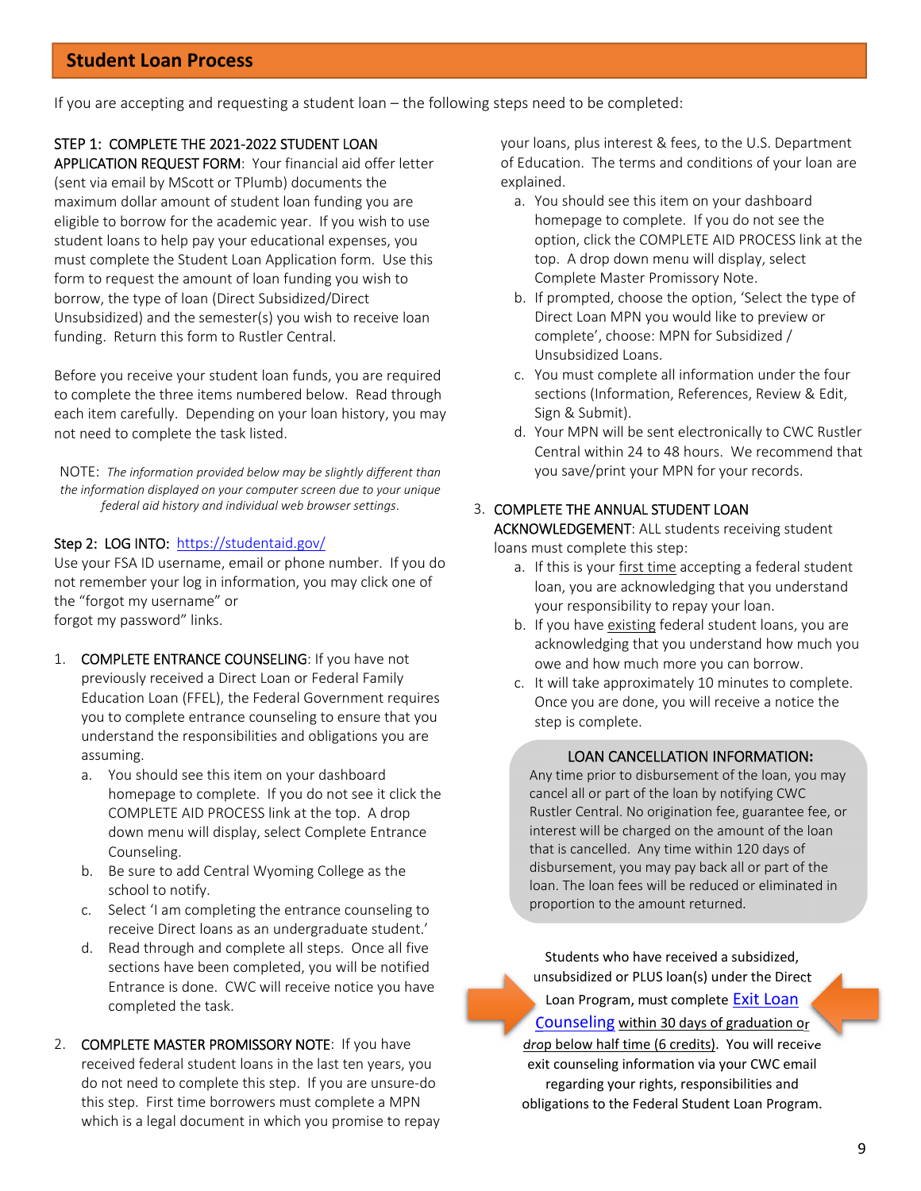## Student Loan Process

If you are accepting and requesting a student loan – the following steps need to be completed:

STEP 1: COMPLETE THE 2021-2022 STUDENT LOAN APPLICATION REQUEST FORM: Your financial aid offer letter (sent via email by MScott or TPlumb) documents the maximum dollar amount of student loan funding you are eligible to borrow for the academic year. If you wish to use student loans to help pay your educational expenses, you must complete the Student Loan Application form. Use this form to request the amount of loan funding you wish to borrow, the type of loan (Direct Subsidized/Direct Unsubsidized) and the semester(s) you wish to receive loan funding. Return this form to Rustler Central.

Before you receive your student loan funds, you are required to complete the three items numbered below. Read through each item carefully. Depending on your loan history, you may not need to complete the task listed.

NOTE: *The information provided below may be slightly different than the information displayed on your computer screen due to your unique federal aid history and individual web browser settings.*

Step 2: LOG INTO: https://studentaid.gov/
Use your FSA ID username, email or phone number. If you do not remember your log in information, you may click one of the "forgot my username" or forgot my password" links.

1. COMPLETE ENTRANCE COUNSELING: If you have not previously received a Direct Loan or Federal Family Education Loan (FFEL), the Federal Government requires you to complete entrance counseling to ensure that you understand the responsibilities and obligations you are assuming.
   a. You should see this item on your dashboard homepage to complete. If you do not see it click the COMPLETE AID PROCESS link at the top. A drop down menu will display, select Complete Entrance Counseling.
   b. Be sure to add Central Wyoming College as the school to notify.
   c. Select 'I am completing the entrance counseling to receive Direct loans as an undergraduate student.'
   d. Read through and complete all steps. Once all five sections have been completed, you will be notified Entrance is done. CWC will receive notice you have completed the task.

2. COMPLETE MASTER PROMISSORY NOTE: If you have received federal student loans in the last ten years, you do not need to complete this step. If you are unsure-do this step. First time borrowers must complete a MPN which is a legal document in which you promise to repay your loans, plus interest & fees, to the U.S. Department of Education. The terms and conditions of your loan are explained.
   a. You should see this item on your dashboard homepage to complete. If you do not see the option, click the COMPLETE AID PROCESS link at the top. A drop down menu will display, select Complete Master Promissory Note.
   b. If prompted, choose the option, 'Select the type of Direct Loan MPN you would like to preview or complete', choose: MPN for Subsidized / Unsubsidized Loans.
   c. You must complete all information under the four sections (Information, References, Review & Edit, Sign & Submit).
   d. Your MPN will be sent electronically to CWC Rustler Central within 24 to 48 hours. We recommend that you save/print your MPN for your records.

3. COMPLETE THE ANNUAL STUDENT LOAN ACKNOWLEDGEMENT: ALL students receiving student loans must complete this step:
   a. If this is your first time accepting a federal student loan, you are acknowledging that you understand your responsibility to repay your loan.
   b. If you have existing federal student loans, you are acknowledging that you understand how much you owe and how much more you can borrow.
   c. It will take approximately 10 minutes to complete. Once you are done, you will receive a notice the step is complete.

**LOAN CANCELLATION INFORMATION:**
Any time prior to disbursement of the loan, you may cancel all or part of the loan by notifying CWC Rustler Central. No origination fee, guarantee fee, or interest will be charged on the amount of the loan that is cancelled. Any time within 120 days of disbursement, you may pay back all or part of the loan. The loan fees will be reduced or eliminated in proportion to the amount returned.

Students who have received a subsidized, unsubsidized or PLUS loan(s) under the Direct Loan Program, must complete Exit Loan Counseling within 30 days of graduation or drop below half time (6 credits). You will receive exit counseling information via your CWC email regarding your rights, responsibilities and obligations to the Federal Student Loan Program.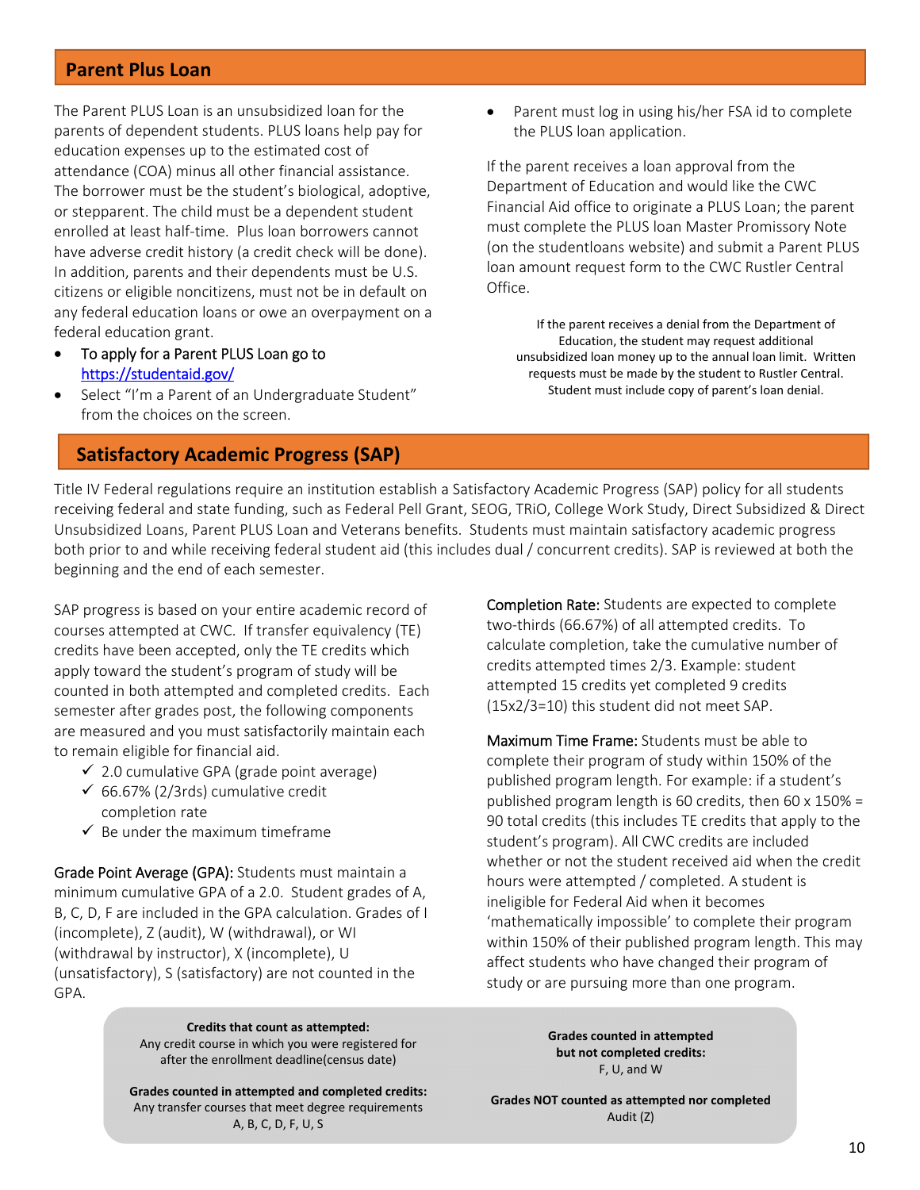## Parent Plus Loan

The Parent PLUS Loan is an unsubsidized loan for the parents of dependent students. PLUS loans help pay for education expenses up to the estimated cost of attendance (COA) minus all other financial assistance. The borrower must be the student's biological, adoptive, or stepparent. The child must be a dependent student enrolled at least half-time. Plus loan borrowers cannot have adverse credit history (a credit check will be done). In addition, parents and their dependents must be U.S. citizens or eligible noncitizens, must not be in default on any federal education loans or owe an overpayment on a federal education grant.

- To apply for a Parent PLUS Loan go to [https://studentaid.gov/](https://studentaid.gov/)
- Select "I'm a Parent of an Undergraduate Student" from the choices on the screen.
- Parent must log in using his/her FSA id to complete the PLUS loan application.

If the parent receives a loan approval from the Department of Education and would like the CWC Financial Aid office to originate a PLUS Loan; the parent must complete the PLUS loan Master Promissory Note (on the studentloans website) and submit a Parent PLUS loan amount request form to the CWC Rustler Central Office.

If the parent receives a denial from the Department of Education, the student may request additional unsubsidized loan money up to the annual loan limit. Written requests must be made by the student to Rustler Central. Student must include copy of parent's loan denial.

## Satisfactory Academic Progress (SAP)

Title IV Federal regulations require an institution establish a Satisfactory Academic Progress (SAP) policy for all students receiving federal and state funding, such as Federal Pell Grant, SEOG, TRiO, College Work Study, Direct Subsidized & Direct Unsubsidized Loans, Parent PLUS Loan and Veterans benefits. Students must maintain satisfactory academic progress both prior to and while receiving federal student aid (this includes dual / concurrent credits). SAP is reviewed at both the beginning and the end of each semester.

SAP progress is based on your entire academic record of courses attempted at CWC. If transfer equivalency (TE) credits have been accepted, only the TE credits which apply toward the student's program of study will be counted in both attempted and completed credits. Each semester after grades post, the following components are measured and you must satisfactorily maintain each to remain eligible for financial aid.

- ✓ 2.0 cumulative GPA (grade point average)
- ✓ 66.67% (2/3rds) cumulative credit completion rate
- ✓ Be under the maximum timeframe

Grade Point Average (GPA): Students must maintain a minimum cumulative GPA of a 2.0. Student grades of A, B, C, D, F are included in the GPA calculation. Grades of I (incomplete), Z (audit), W (withdrawal), or WI (withdrawal by instructor), X (incomplete), U (unsatisfactory), S (satisfactory) are not counted in the GPA.

Completion Rate: Students are expected to complete two-thirds (66.67%) of all attempted credits. To calculate completion, take the cumulative number of credits attempted times 2/3. Example: student attempted 15 credits yet completed 9 credits (15x2/3=10) this student did not meet SAP.

Maximum Time Frame: Students must be able to complete their program of study within 150% of the published program length. For example: if a student's published program length is 60 credits, then 60 x 150% = 90 total credits (this includes TE credits that apply to the student's program). All CWC credits are included whether or not the student received aid when the credit hours were attempted / completed. A student is ineligible for Federal Aid when it becomes 'mathematically impossible' to complete their program within 150% of their published program length. This may affect students who have changed their program of study or are pursuing more than one program.

**Credits that count as attempted:**
Any credit course in which you were registered for after the enrollment deadline(census date)

**Grades counted in attempted and completed credits:**
Any transfer courses that meet degree requirements
A, B, C, D, F, U, S

**Grades counted in attempted but not completed credits:**
F, U, and W

**Grades NOT counted as attempted nor completed**
Audit (Z)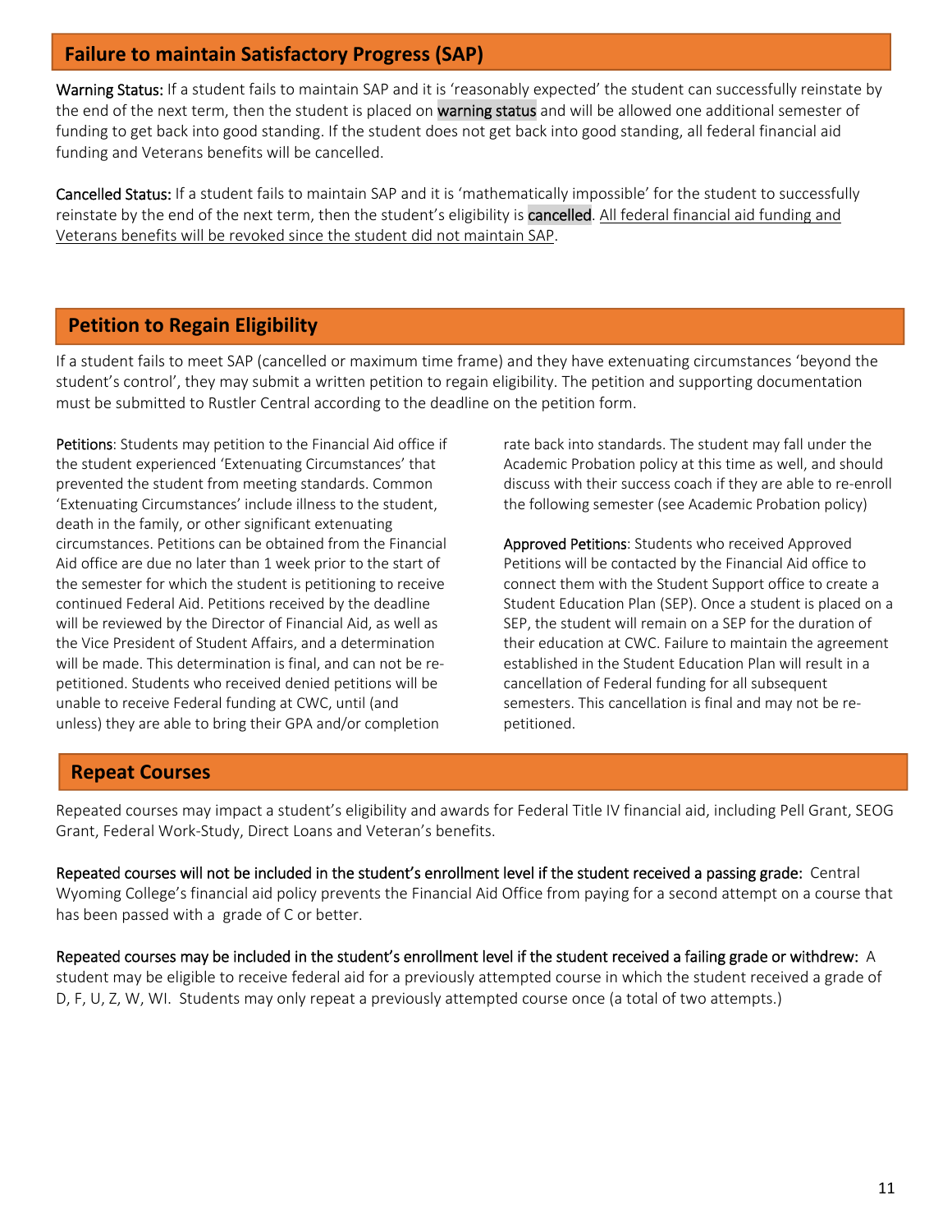## Failure to maintain Satisfactory Progress (SAP)

**Warning Status:** If a student fails to maintain SAP and it is 'reasonably expected' the student can successfully reinstate by the end of the next term, then the student is placed on warning status and will be allowed one additional semester of funding to get back into good standing. If the student does not get back into good standing, all federal financial aid funding and Veterans benefits will be cancelled.

**Cancelled Status:** If a student fails to maintain SAP and it is 'mathematically impossible' for the student to successfully reinstate by the end of the next term, then the student's eligibility is cancelled. <u>All federal financial aid funding and Veterans benefits will be revoked since the student did not maintain SAP</u>.

## Petition to Regain Eligibility

If a student fails to meet SAP (cancelled or maximum time frame) and they have extenuating circumstances 'beyond the student's control', they may submit a written petition to regain eligibility. The petition and supporting documentation must be submitted to Rustler Central according to the deadline on the petition form.

**Petitions**: Students may petition to the Financial Aid office if the student experienced 'Extenuating Circumstances' that prevented the student from meeting standards. Common 'Extenuating Circumstances' include illness to the student, death in the family, or other significant extenuating circumstances. Petitions can be obtained from the Financial Aid office are due no later than 1 week prior to the start of the semester for which the student is petitioning to receive continued Federal Aid. Petitions received by the deadline will be reviewed by the Director of Financial Aid, as well as the Vice President of Student Affairs, and a determination will be made. This determination is final, and can not be re-petitioned. Students who received denied petitions will be unable to receive Federal funding at CWC, until (and unless) they are able to bring their GPA and/or completion rate back into standards. The student may fall under the Academic Probation policy at this time as well, and should discuss with their success coach if they are able to re-enroll the following semester (see Academic Probation policy)

**Approved Petitions**: Students who received Approved Petitions will be contacted by the Financial Aid office to connect them with the Student Support office to create a Student Education Plan (SEP). Once a student is placed on a SEP, the student will remain on a SEP for the duration of their education at CWC. Failure to maintain the agreement established in the Student Education Plan will result in a cancellation of Federal funding for all subsequent semesters. This cancellation is final and may not be re-petitioned.

## Repeat Courses

Repeated courses may impact a student's eligibility and awards for Federal Title IV financial aid, including Pell Grant, SEOG Grant, Federal Work-Study, Direct Loans and Veteran's benefits.

**Repeated courses will not be included in the student's enrollment level if the student received a passing grade:** Central Wyoming College's financial aid policy prevents the Financial Aid Office from paying for a second attempt on a course that has been passed with a grade of C or better.

**Repeated courses may be included in the student's enrollment level if the student received a failing grade or withdrew:** A student may be eligible to receive federal aid for a previously attempted course in which the student received a grade of D, F, U, Z, W, WI. Students may only repeat a previously attempted course once (a total of two attempts.)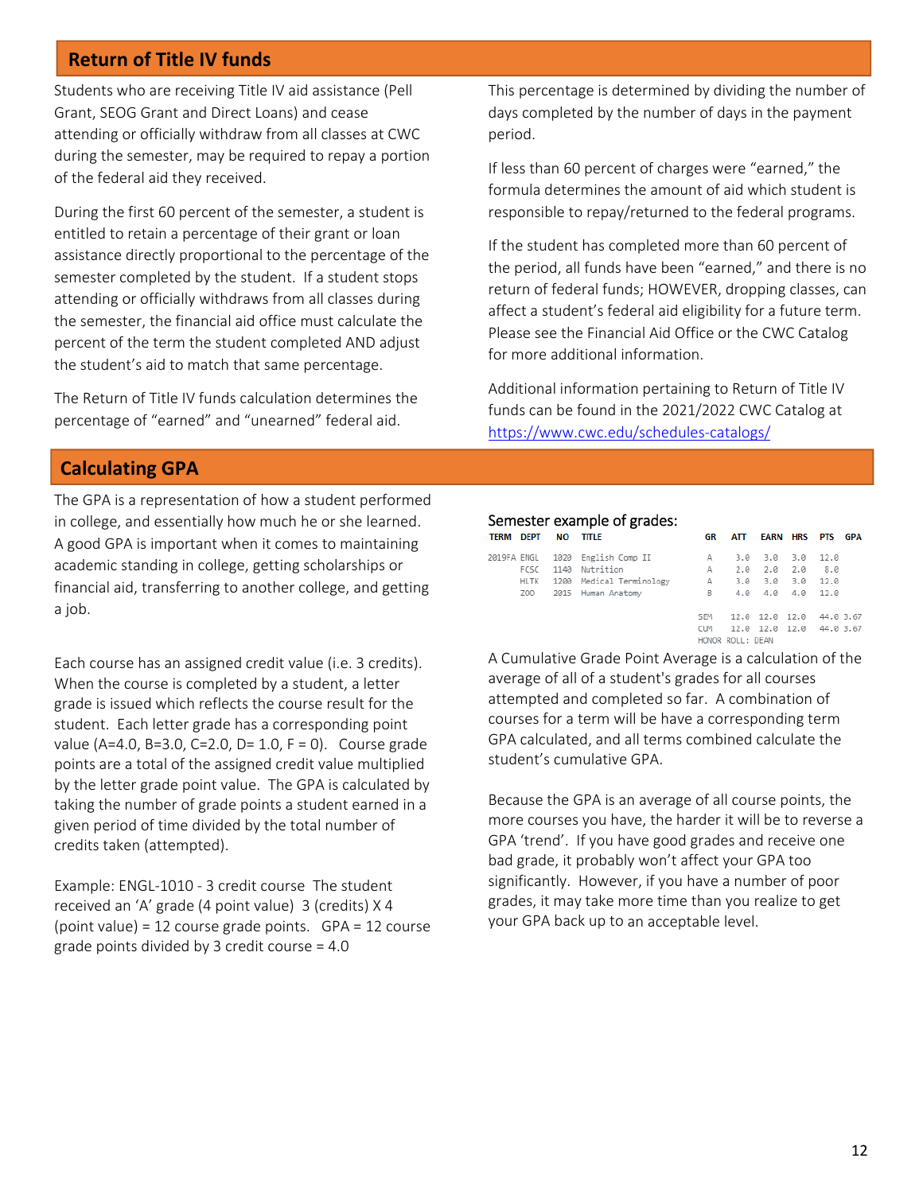## Return of Title IV funds

Students who are receiving Title IV aid assistance (Pell Grant, SEOG Grant and Direct Loans) and cease attending or officially withdraw from all classes at CWC during the semester, may be required to repay a portion of the federal aid they received.

During the first 60 percent of the semester, a student is entitled to retain a percentage of their grant or loan assistance directly proportional to the percentage of the semester completed by the student. If a student stops attending or officially withdraws from all classes during the semester, the financial aid office must calculate the percent of the term the student completed AND adjust the student's aid to match that same percentage.

The Return of Title IV funds calculation determines the percentage of "earned" and "unearned" federal aid.

This percentage is determined by dividing the number of days completed by the number of days in the payment period.

If less than 60 percent of charges were "earned," the formula determines the amount of aid which student is responsible to repay/returned to the federal programs.

If the student has completed more than 60 percent of the period, all funds have been "earned," and there is no return of federal funds; HOWEVER, dropping classes, can affect a student's federal aid eligibility for a future term. Please see the Financial Aid Office or the CWC Catalog for more additional information.

Additional information pertaining to Return of Title IV funds can be found in the 2021/2022 CWC Catalog at https://www.cwc.edu/schedules-catalogs/

## Calculating GPA

The GPA is a representation of how a student performed in college, and essentially how much he or she learned. A good GPA is important when it comes to maintaining academic standing in college, getting scholarships or financial aid, transferring to another college, and getting a job.

Each course has an assigned credit value (i.e. 3 credits). When the course is completed by a student, a letter grade is issued which reflects the course result for the student. Each letter grade has a corresponding point value (A=4.0, B=3.0, C=2.0, D= 1.0, F = 0). Course grade points are a total of the assigned credit value multiplied by the letter grade point value. The GPA is calculated by taking the number of grade points a student earned in a given period of time divided by the total number of credits taken (attempted).

Example: ENGL-1010 - 3 credit course The student received an 'A' grade (4 point value) 3 (credits) X 4 (point value) = 12 course grade points. GPA = 12 course grade points divided by 3 credit course = 4.0

Semester example of grades:

| TERM | DEPT | NO | TITLE | GR | ATT | EARN | HRS | PTS | GPA |
|---|---|---|---|---|---|---|---|---|---|
| 2019FA | ENGL | 1020 | English Comp II | A | 3.0 | 3.0 | 3.0 | 12.0 | |
| | FCSC | 1140 | Nutrition | A | 2.0 | 2.0 | 2.0 | 8.0 | |
| | HLTK | 1200 | Medical Terminology | A | 3.0 | 3.0 | 3.0 | 12.0 | |
| | ZOO | 2015 | Human Anatomy | B | 4.0 | 4.0 | 4.0 | 12.0 | |
| | | | | SEM | 12.0 | 12.0 | 12.0 | 44.0 | 3.67 |
| | | | | CUM | 12.0 | 12.0 | 12.0 | 44.0 | 3.67 |
| | | | | HONOR ROLL: DEAN | | | | | |

A Cumulative Grade Point Average is a calculation of the average of all of a student's grades for all courses attempted and completed so far. A combination of courses for a term will be have a corresponding term GPA calculated, and all terms combined calculate the student's cumulative GPA.

Because the GPA is an average of all course points, the more courses you have, the harder it will be to reverse a GPA 'trend'. If you have good grades and receive one bad grade, it probably won't affect your GPA too significantly. However, if you have a number of poor grades, it may take more time than you realize to get your GPA back up to an acceptable level.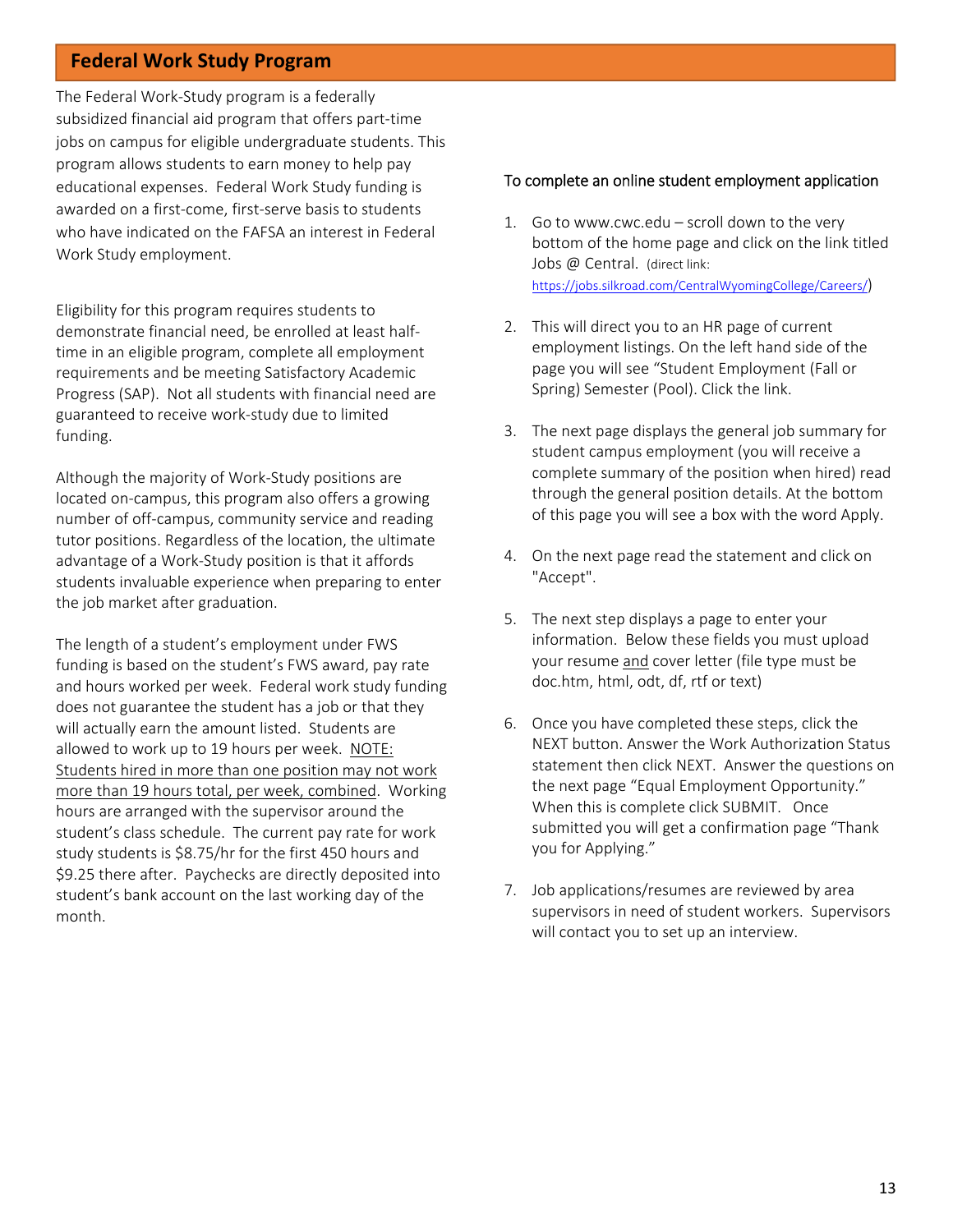## Federal Work Study Program

The Federal Work-Study program is a federally subsidized financial aid program that offers part-time jobs on campus for eligible undergraduate students. This program allows students to earn money to help pay educational expenses. Federal Work Study funding is awarded on a first-come, first-serve basis to students who have indicated on the FAFSA an interest in Federal Work Study employment.

Eligibility for this program requires students to demonstrate financial need, be enrolled at least half-time in an eligible program, complete all employment requirements and be meeting Satisfactory Academic Progress (SAP). Not all students with financial need are guaranteed to receive work-study due to limited funding.

Although the majority of Work-Study positions are located on-campus, this program also offers a growing number of off-campus, community service and reading tutor positions. Regardless of the location, the ultimate advantage of a Work-Study position is that it affords students invaluable experience when preparing to enter the job market after graduation.

The length of a student's employment under FWS funding is based on the student's FWS award, pay rate and hours worked per week. Federal work study funding does not guarantee the student has a job or that they will actually earn the amount listed. Students are allowed to work up to 19 hours per week. <u>NOTE: Students hired in more than one position may not work more than 19 hours total, per week, combined</u>. Working hours are arranged with the supervisor around the student's class schedule. The current pay rate for work study students is $8.75/hr for the first 450 hours and $9.25 there after. Paychecks are directly deposited into student's bank account on the last working day of the month.

To complete an online student employment application

1. Go to www.cwc.edu – scroll down to the very bottom of the home page and click on the link titled Jobs @ Central. (direct link: https://jobs.silkroad.com/CentralWyomingCollege/Careers/)
2. This will direct you to an HR page of current employment listings. On the left hand side of the page you will see "Student Employment (Fall or Spring) Semester (Pool). Click the link.
3. The next page displays the general job summary for student campus employment (you will receive a complete summary of the position when hired) read through the general position details. At the bottom of this page you will see a box with the word Apply.
4. On the next page read the statement and click on "Accept".
5. The next step displays a page to enter your information. Below these fields you must upload your resume <u>and</u> cover letter (file type must be doc.htm, html, odt, df, rtf or text)
6. Once you have completed these steps, click the NEXT button. Answer the Work Authorization Status statement then click NEXT. Answer the questions on the next page "Equal Employment Opportunity." When this is complete click SUBMIT. Once submitted you will get a confirmation page "Thank you for Applying."
7. Job applications/resumes are reviewed by area supervisors in need of student workers. Supervisors will contact you to set up an interview.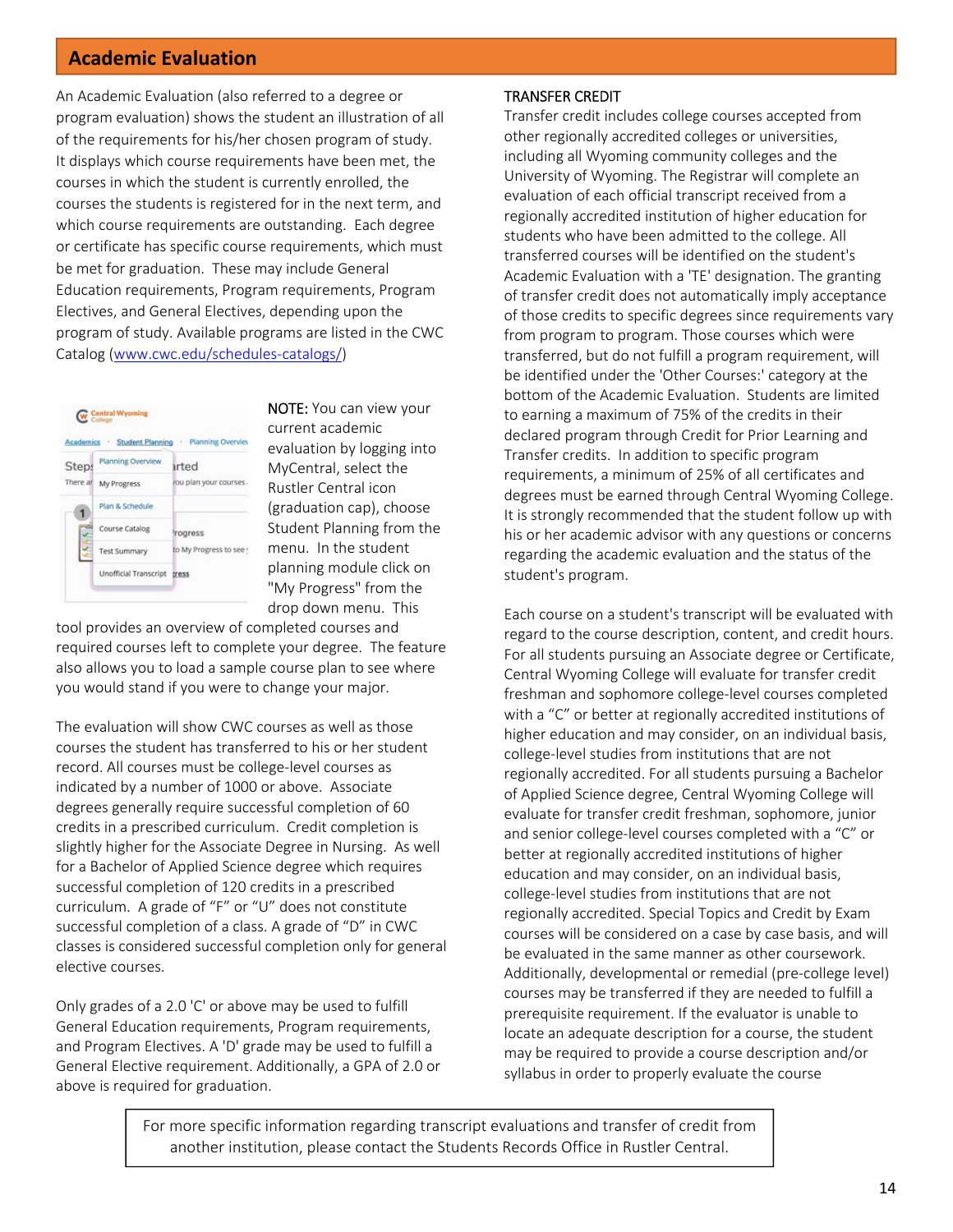## Academic Evaluation

An Academic Evaluation (also referred to a degree or program evaluation) shows the student an illustration of all of the requirements for his/her chosen program of study. It displays which course requirements have been met, the courses in which the student is currently enrolled, the courses the students is registered for in the next term, and which course requirements are outstanding. Each degree or certificate has specific course requirements, which must be met for graduation. These may include General Education requirements, Program requirements, Program Electives, and General Electives, depending upon the program of study. Available programs are listed in the CWC Catalog (www.cwc.edu/schedules-catalogs/)

NOTE: You can view your current academic evaluation by logging into MyCentral, select the Rustler Central icon (graduation cap), choose Student Planning from the menu. In the student planning module click on "My Progress" from the drop down menu. This tool provides an overview of completed courses and required courses left to complete your degree. The feature also allows you to load a sample course plan to see where you would stand if you were to change your major.

The evaluation will show CWC courses as well as those courses the student has transferred to his or her student record. All courses must be college-level courses as indicated by a number of 1000 or above. Associate degrees generally require successful completion of 60 credits in a prescribed curriculum. Credit completion is slightly higher for the Associate Degree in Nursing. As well for a Bachelor of Applied Science degree which requires successful completion of 120 credits in a prescribed curriculum. A grade of "F" or "U" does not constitute successful completion of a class. A grade of "D" in CWC classes is considered successful completion only for general elective courses.

Only grades of a 2.0 'C' or above may be used to fulfill General Education requirements, Program requirements, and Program Electives. A 'D' grade may be used to fulfill a General Elective requirement. Additionally, a GPA of 2.0 or above is required for graduation.

### TRANSFER CREDIT

Transfer credit includes college courses accepted from other regionally accredited colleges or universities, including all Wyoming community colleges and the University of Wyoming. The Registrar will complete an evaluation of each official transcript received from a regionally accredited institution of higher education for students who have been admitted to the college. All transferred courses will be identified on the student's Academic Evaluation with a 'TE' designation. The granting of transfer credit does not automatically imply acceptance of those credits to specific degrees since requirements vary from program to program. Those courses which were transferred, but do not fulfill a program requirement, will be identified under the 'Other Courses:' category at the bottom of the Academic Evaluation. Students are limited to earning a maximum of 75% of the credits in their declared program through Credit for Prior Learning and Transfer credits. In addition to specific program requirements, a minimum of 25% of all certificates and degrees must be earned through Central Wyoming College. It is strongly recommended that the student follow up with his or her academic advisor with any questions or concerns regarding the academic evaluation and the status of the student's program.

Each course on a student's transcript will be evaluated with regard to the course description, content, and credit hours. For all students pursuing an Associate degree or Certificate, Central Wyoming College will evaluate for transfer credit freshman and sophomore college-level courses completed with a "C" or better at regionally accredited institutions of higher education and may consider, on an individual basis, college-level studies from institutions that are not regionally accredited. For all students pursuing a Bachelor of Applied Science degree, Central Wyoming College will evaluate for transfer credit freshman, sophomore, junior and senior college-level courses completed with a "C" or better at regionally accredited institutions of higher education and may consider, on an individual basis, college-level studies from institutions that are not regionally accredited. Special Topics and Credit by Exam courses will be considered on a case by case basis, and will be evaluated in the same manner as other coursework. Additionally, developmental or remedial (pre-college level) courses may be transferred if they are needed to fulfill a prerequisite requirement. If the evaluator is unable to locate an adequate description for a course, the student may be required to provide a course description and/or syllabus in order to properly evaluate the course

For more specific information regarding transcript evaluations and transfer of credit from another institution, please contact the Students Records Office in Rustler Central.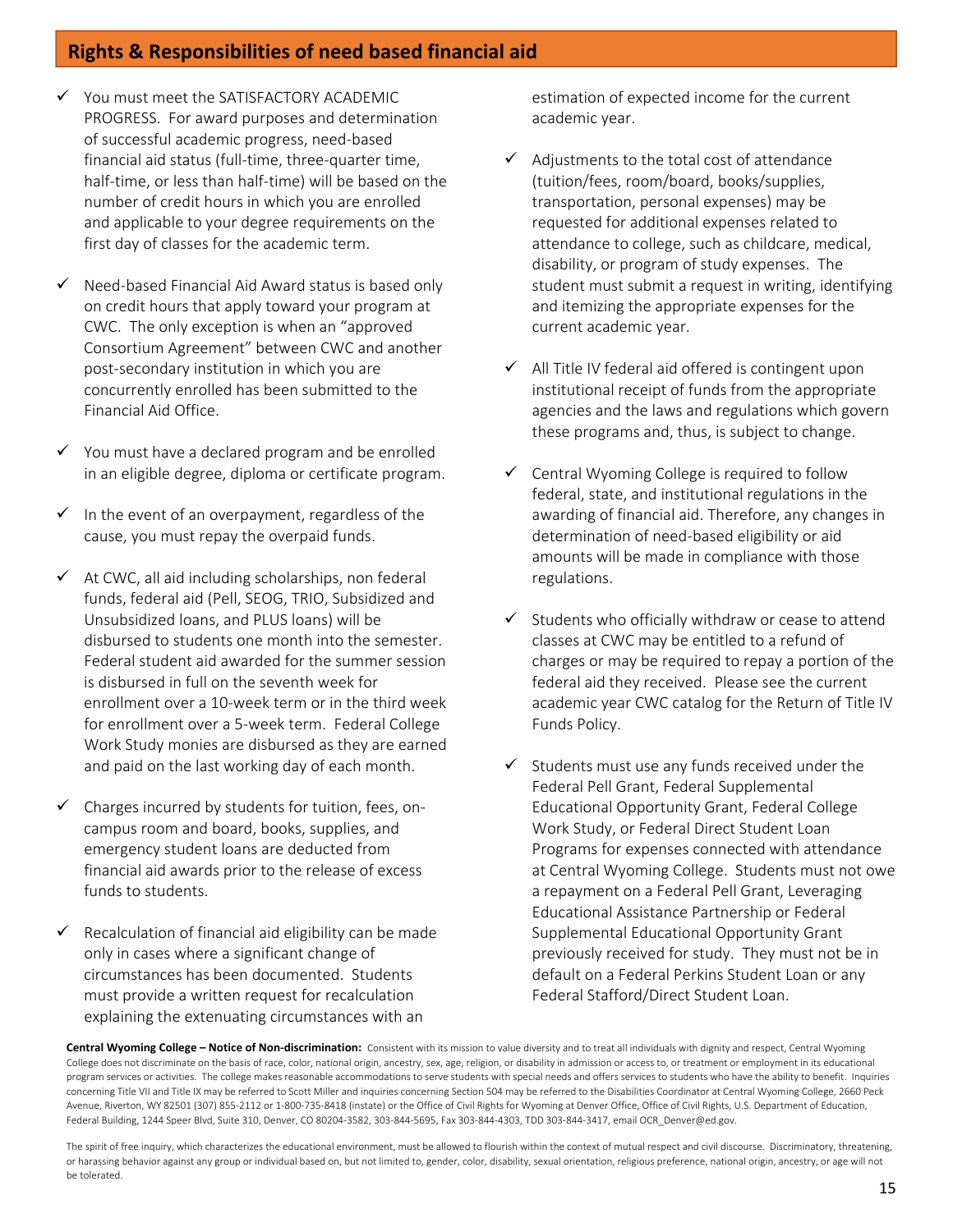## Rights & Responsibilities of need based financial aid

- You must meet the SATISFACTORY ACADEMIC PROGRESS. For award purposes and determination of successful academic progress, need-based financial aid status (full-time, three-quarter time, half-time, or less than half-time) will be based on the number of credit hours in which you are enrolled and applicable to your degree requirements on the first day of classes for the academic term.

- Need-based Financial Aid Award status is based only on credit hours that apply toward your program at CWC. The only exception is when an "approved Consortium Agreement" between CWC and another post-secondary institution in which you are concurrently enrolled has been submitted to the Financial Aid Office.

- You must have a declared program and be enrolled in an eligible degree, diploma or certificate program.

- In the event of an overpayment, regardless of the cause, you must repay the overpaid funds.

- At CWC, all aid including scholarships, non federal funds, federal aid (Pell, SEOG, TRIO, Subsidized and Unsubsidized loans, and PLUS loans) will be disbursed to students one month into the semester. Federal student aid awarded for the summer session is disbursed in full on the seventh week for enrollment over a 10-week term or in the third week for enrollment over a 5-week term. Federal College Work Study monies are disbursed as they are earned and paid on the last working day of each month.

- Charges incurred by students for tuition, fees, on-campus room and board, books, supplies, and emergency student loans are deducted from financial aid awards prior to the release of excess funds to students.

- Recalculation of financial aid eligibility can be made only in cases where a significant change of circumstances has been documented. Students must provide a written request for recalculation explaining the extenuating circumstances with an estimation of expected income for the current academic year.

- Adjustments to the total cost of attendance (tuition/fees, room/board, books/supplies, transportation, personal expenses) may be requested for additional expenses related to attendance to college, such as childcare, medical, disability, or program of study expenses. The student must submit a request in writing, identifying and itemizing the appropriate expenses for the current academic year.

- All Title IV federal aid offered is contingent upon institutional receipt of funds from the appropriate agencies and the laws and regulations which govern these programs and, thus, is subject to change.

- Central Wyoming College is required to follow federal, state, and institutional regulations in the awarding of financial aid. Therefore, any changes in determination of need-based eligibility or aid amounts will be made in compliance with those regulations.

- Students who officially withdraw or cease to attend classes at CWC may be entitled to a refund of charges or may be required to repay a portion of the federal aid they received. Please see the current academic year CWC catalog for the Return of Title IV Funds Policy.

- Students must use any funds received under the Federal Pell Grant, Federal Supplemental Educational Opportunity Grant, Federal College Work Study, or Federal Direct Student Loan Programs for expenses connected with attendance at Central Wyoming College. Students must not owe a repayment on a Federal Pell Grant, Leveraging Educational Assistance Partnership or Federal Supplemental Educational Opportunity Grant previously received for study. They must not be in default on a Federal Perkins Student Loan or any Federal Stafford/Direct Student Loan.

**Central Wyoming College – Notice of Non-discrimination:** Consistent with its mission to value diversity and to treat all individuals with dignity and respect, Central Wyoming College does not discriminate on the basis of race, color, national origin, ancestry, sex, age, religion, or disability in admission or access to, or treatment or employment in its educational program services or activities. The college makes reasonable accommodations to serve students with special needs and offers services to students who have the ability to benefit. Inquiries concerning Title VII and Title IX may be referred to Scott Miller and inquiries concerning Section 504 may be referred to the Disabilities Coordinator at Central Wyoming College, 2660 Peck Avenue, Riverton, WY 82501 (307) 855-2112 or 1-800-735-8418 (instate) or the Office of Civil Rights for Wyoming at Denver Office, Office of Civil Rights, U.S. Department of Education, Federal Building, 1244 Speer Blvd, Suite 310, Denver, CO 80204-3582, 303-844-5695, Fax 303-844-4303, TDD 303-844-3417, email OCR_Denver@ed.gov.

The spirit of free inquiry, which characterizes the educational environment, must be allowed to flourish within the context of mutual respect and civil discourse. Discriminatory, threatening, or harassing behavior against any group or individual based on, but not limited to, gender, color, disability, sexual orientation, religious preference, national origin, ancestry, or age will not be tolerated.